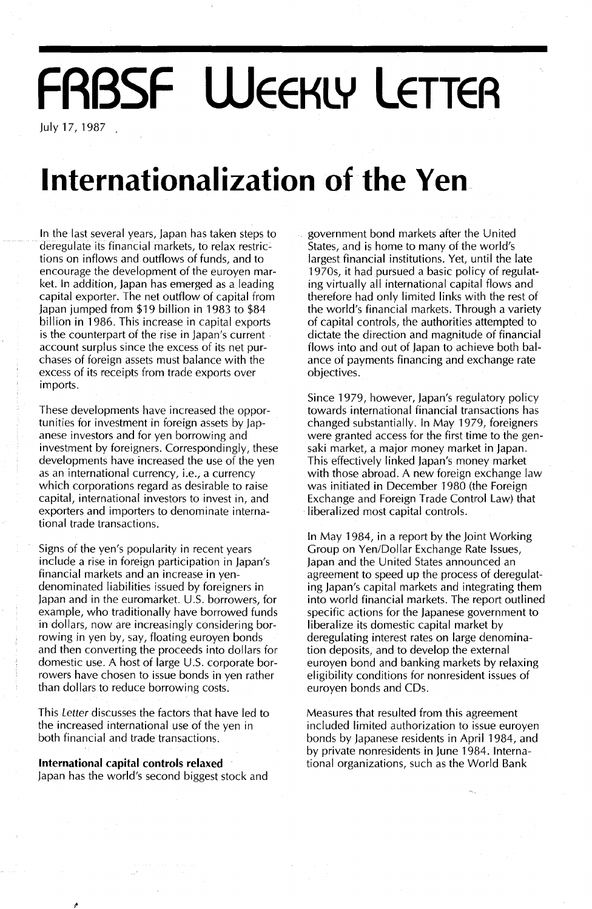# FRBSF Weekly Letter

July 17, 1987

# Internationalization of the Yen

In the last several years, Japan has taken steps to deregulate its financial markets, to relax restrictions on inflows and outflows of funds, and to encourage the development of the euroyen market. In addition, Japan has emerged as a leading capital exporter. The net outflow of capital from Japan jumped from $19 billion in 1983 to $84 billion in 1986. This increase in capital exports is the counterpart of the rise in Japan's current account surplus since the excess of its net purchases of foreign assets must balance with the excess of its receipts from trade exports over imports.

These developments have increased the opportunities for investment in foreign assets by Japanese investors and for yen borrowing and investment by foreigners. Correspondingly, these developments have increased the use of the yen as an international currency, i.e., a currency which corporations regard as desirable to raise capital, international investors to invest in, and exporters and importers to denominate international trade transactions.

Signs of the yen's popularity in recent years include a rise in foreign participation in Japan's financial markets and an increase in yen-denominated liabilities issued by foreigners in Japan and in the euromarket. U.S. borrowers, for example, who traditionally have borrowed funds in dollars, now are increasingly considering borrowing in yen by, say, floating euroyen bonds and then converting the proceeds into dollars for domestic use. A host of large U.S. corporate borrowers have chosen to issue bonds in yen rather than dollars to reduce borrowing costs.

This *Letter* discusses the factors that have led to the increased international use of the yen in both financial and trade transactions.

**International capital controls relaxed**

Japan has the world's second biggest stock and government bond markets after the United States, and is home to many of the world's largest financial institutions. Yet, until the late 1970s, it had pursued a basic policy of regulating virtually all international capital flows and therefore had only limited links with the rest of the world's financial markets. Through a variety of capital controls, the authorities attempted to dictate the direction and magnitude of financial flows into and out of Japan to achieve both balance of payments financing and exchange rate objectives.

Since 1979, however, Japan's regulatory policy towards international financial transactions has changed substantially. In May 1979, foreigners were granted access for the first time to the gensaki market, a major money market in Japan. This effectively linked Japan's money market with those abroad. A new foreign exchange law was initiated in December 1980 (the Foreign Exchange and Foreign Trade Control Law) that liberalized most capital controls.

In May 1984, in a report by the Joint Working Group on Yen/Dollar Exchange Rate Issues, Japan and the United States announced an agreement to speed up the process of deregulating Japan's capital markets and integrating them into world financial markets. The report outlined specific actions for the Japanese government to liberalize its domestic capital market by deregulating interest rates on large denomination deposits, and to develop the external euroyen bond and banking markets by relaxing eligibility conditions for nonresident issues of euroyen bonds and CDs.

Measures that resulted from this agreement included limited authorization to issue euroyen bonds by Japanese residents in April 1984, and by private nonresidents in June 1984. International organizations, such as the World Bank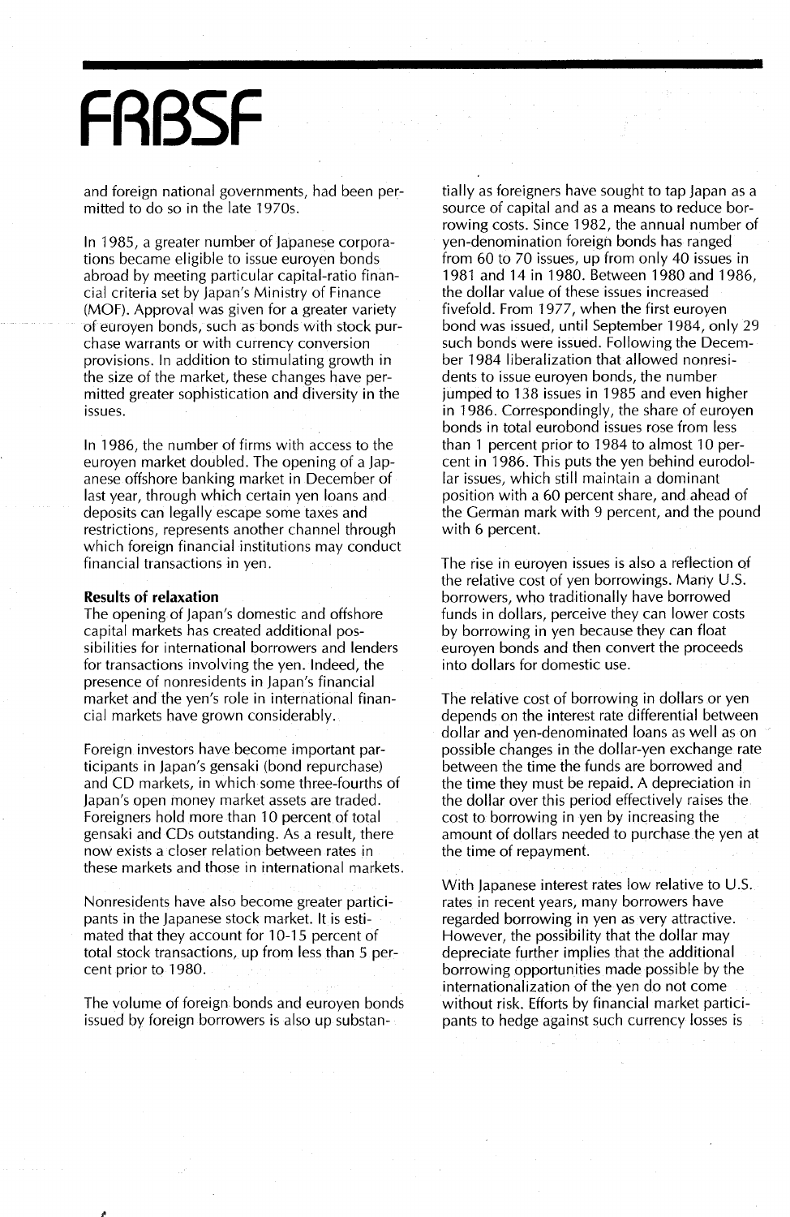and foreign national governments, had been permitted to do so in the late 1970s.

In 1985, a greater number of Japanese corporations became eligible to issue euroyen bonds abroad by meeting particular capital-ratio financial criteria set by Japan's Ministry of Finance (MOF). Approval was given for a greater variety of euroyen bonds, such as bonds with stock purchase warrants or with currency conversion provisions. In addition to stimulating growth in the size of the market, these changes have permitted greater sophistication and diversity in the issues.

In 1986, the number of firms with access to the euroyen market doubled. The opening of a Japanese offshore banking market in December of last year, through which certain yen loans and deposits can legally escape some taxes and restrictions, represents another channel through which foreign financial institutions may conduct financial transactions in yen.

**Results of relaxation**

The opening of Japan's domestic and offshore capital markets has created additional possibilities for international borrowers and lenders for transactions involving the yen. Indeed, the presence of nonresidents in Japan's financial market and the yen's role in international financial markets have grown considerably.

Foreign investors have become important participants in Japan's gensaki (bond repurchase) and CD markets, in which some three-fourths of Japan's open money market assets are traded. Foreigners hold more than 10 percent of total gensaki and CDs outstanding. As a result, there now exists a closer relation between rates in these markets and those in international markets.

Nonresidents have also become greater participants in the Japanese stock market. It is estimated that they account for 10-15 percent of total stock transactions, up from less than 5 percent prior to 1980.

The volume of foreign bonds and euroyen bonds issued by foreign borrowers is also up substantially as foreigners have sought to tap Japan as a source of capital and as a means to reduce borrowing costs. Since 1982, the annual number of yen-denomination foreign bonds has ranged from 60 to 70 issues, up from only 40 issues in 1981 and 14 in 1980. Between 1980 and 1986, the dollar value of these issues increased fivefold. From 1977, when the first euroyen bond was issued, until September 1984, only 29 such bonds were issued. Following the December 1984 liberalization that allowed nonresidents to issue euroyen bonds, the number jumped to 138 issues in 1985 and even higher in 1986. Correspondingly, the share of euroyen bonds in total eurobond issues rose from less than 1 percent prior to 1984 to almost 10 percent in 1986. This puts the yen behind eurodollar issues, which still maintain a dominant position with a 60 percent share, and ahead of the German mark with 9 percent, and the pound with 6 percent.

The rise in euroyen issues is also a reflection of the relative cost of yen borrowings. Many U.S. borrowers, who traditionally have borrowed funds in dollars, perceive they can lower costs by borrowing in yen because they can float euroyen bonds and then convert the proceeds into dollars for domestic use.

The relative cost of borrowing in dollars or yen depends on the interest rate differential between dollar and yen-denominated loans as well as on possible changes in the dollar-yen exchange rate between the time the funds are borrowed and the time they must be repaid. A depreciation in the dollar over this period effectively raises the cost to borrowing in yen by increasing the amount of dollars needed to purchase the yen at the time of repayment.

With Japanese interest rates low relative to U.S. rates in recent years, many borrowers have regarded borrowing in yen as very attractive. However, the possibility that the dollar may depreciate further implies that the additional borrowing opportunities made possible by the internationalization of the yen do not come without risk. Efforts by financial market participants to hedge against such currency losses is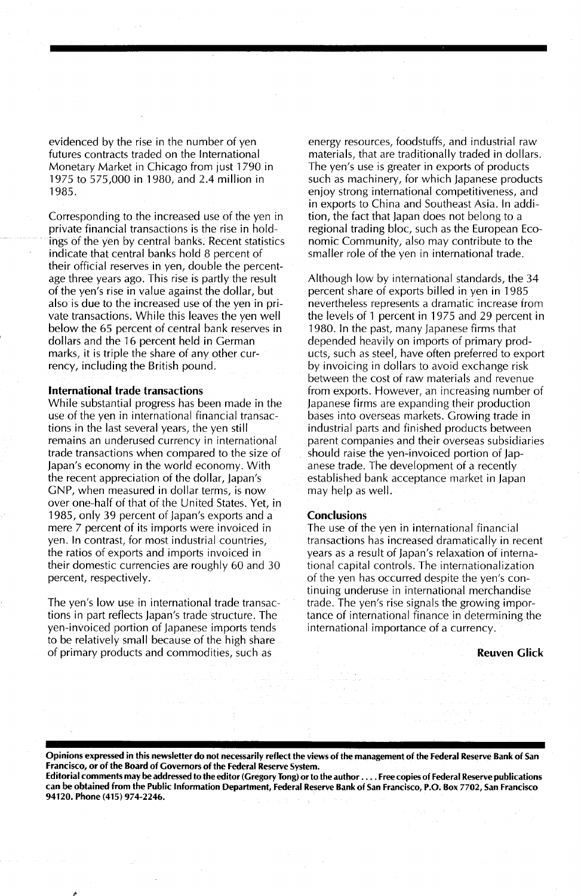evidenced by the rise in the number of yen futures contracts traded on the International Monetary Market in Chicago from just 1790 in 1975 to 575,000 in 1980, and 2.4 million in 1985.

Corresponding to the increased use of the yen in private financial transactions is the rise in holdings of the yen by central banks. Recent statistics indicate that central banks hold 8 percent of their official reserves in yen, double the percentage three years ago. This rise is partly the result of the yen's rise in value against the dollar, but also is due to the increased use of the yen in private transactions. While this leaves the yen well below the 65 percent of central bank reserves in dollars and the 16 percent held in German marks, it is triple the share of any other currency, including the British pound.

### International trade transactions

While substantial progress has been made in the use of the yen in international financial transactions in the last several years, the yen still remains an underused currency in international trade transactions when compared to the size of Japan's economy in the world economy. With the recent appreciation of the dollar, Japan's GNP, when measured in dollar terms, is now over one-half of that of the United States. Yet, in 1985, only 39 percent of Japan's exports and a mere 7 percent of its imports were invoiced in yen. In contrast, for most industrial countries, the ratios of exports and imports invoiced in their domestic currencies are roughly 60 and 30 percent, respectively.

The yen's low use in international trade transactions in part reflects Japan's trade structure. The yen-invoiced portion of Japanese imports tends to be relatively small because of the high share of primary products and commodities, such as energy resources, foodstuffs, and industrial raw materials, that are traditionally traded in dollars. The yen's use is greater in exports of products such as machinery, for which Japanese products enjoy strong international competitiveness, and in exports to China and Southeast Asia. In addition, the fact that Japan does not belong to a regional trading bloc, such as the European Economic Community, also may contribute to the smaller role of the yen in international trade.

Although low by international standards, the 34 percent share of exports billed in yen in 1985 nevertheless represents a dramatic increase from the levels of 1 percent in 1975 and 29 percent in 1980. In the past, many Japanese firms that depended heavily on imports of primary products, such as steel, have often preferred to export by invoicing in dollars to avoid exchange risk between the cost of raw materials and revenue from exports. However, an increasing number of Japanese firms are expanding their production bases into overseas markets. Growing trade in industrial parts and finished products between parent companies and their overseas subsidiaries should raise the yen-invoiced portion of Japanese trade. The development of a recently established bank acceptance market in Japan may help as well.

### Conclusions

The use of the yen in international financial transactions has increased dramatically in recent years as a result of Japan's relaxation of international capital controls. The internationalization of the yen has occurred despite the yen's continuing underuse in international merchandise trade. The yen's rise signals the growing importance of international finance in determining the international importance of a currency.

**Reuven Glick**

**Opinions expressed in this newsletter do not necessarily reflect the views of the management of the Federal Reserve Bank of San Francisco, or of the Board of Governors of the Federal Reserve System.**
**Editorial comments may be addressed to the editor (Gregory Tong) or to the author . . . . Free copies of Federal Reserve publications can be obtained from the Public Information Department, Federal Reserve Bank of San Francisco, P.O. Box 7702, San Francisco 94120. Phone (415) 974-2246.**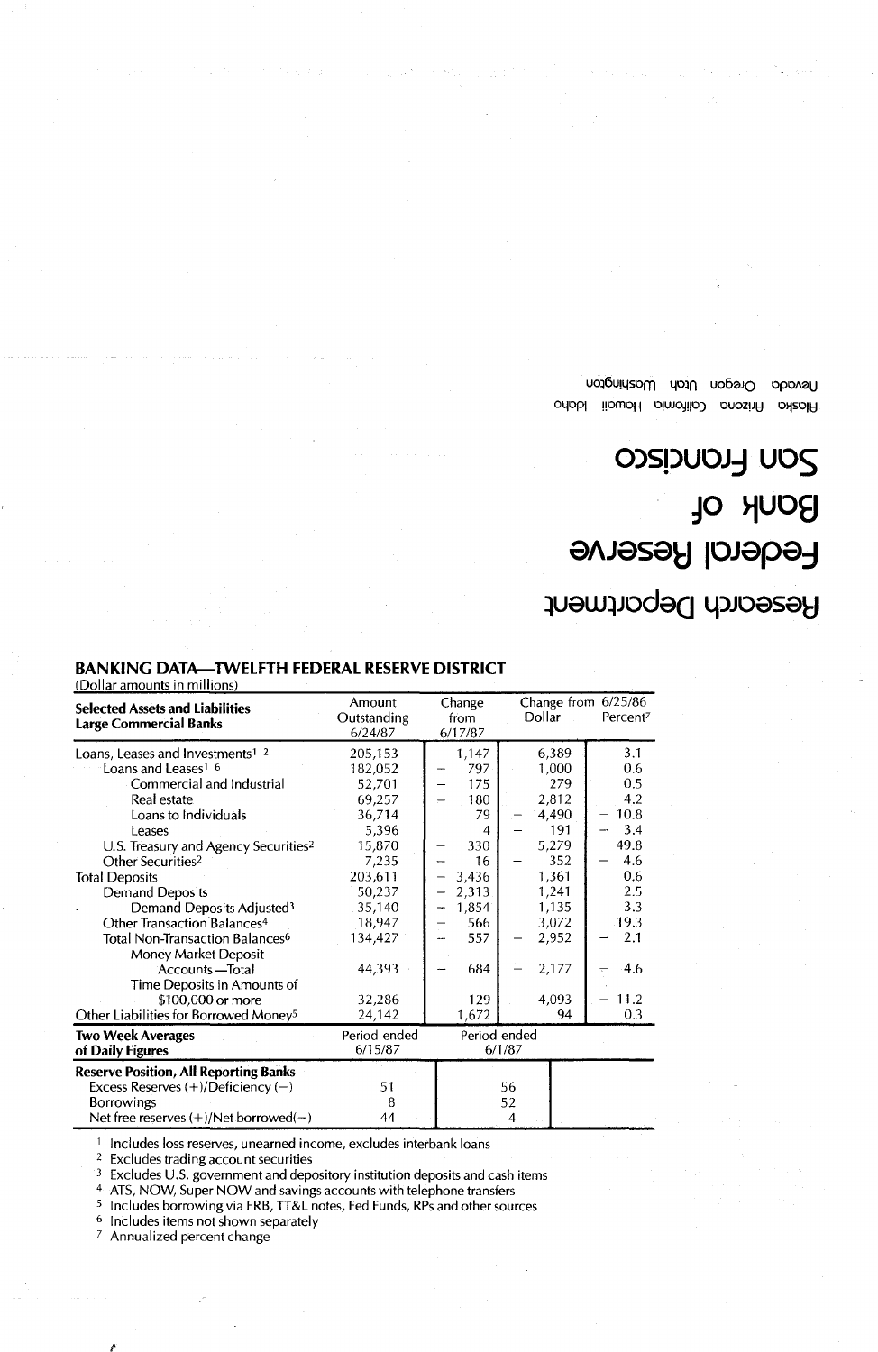Research Department

Federal Reserve

Bank of

San Francisco

Alaska Arizona California Hawaii Idaho

Nevada Oregon Utah Washington

## BANKING DATA—TWELFTH FEDERAL RESERVE DISTRICT

(Dollar amounts in millions)

| Selected Assets and Liabilities Large Commercial Banks | Amount Outstanding 6/24/87 | Change from 6/17/87 | Change from 6/25/86 Dollar | Percent[7] |
|---|---|---|---|---|
| Loans, Leases and Investments[1] [2] | 205,153 | − 1,147 | 6,389 | 3.1 |
| Loans and Leases[1] [6] | 182,052 | − 797 | 1,000 | 0.6 |
| Commercial and Industrial | 52,701 | − 175 | 279 | 0.5 |
| Real estate | 69,257 | − 180 | 2,812 | 4.2 |
| Loans to Individuals | 36,714 | 79 | − 4,490 | − 10.8 |
| Leases | 5,396 | 4 | − 191 | − 3.4 |
| U.S. Treasury and Agency Securities[2] | 15,870 | − 330 | 5,279 | 49.8 |
| Other Securities[2] | 7,235 | − 16 | − 352 | − 4.6 |
| Total Deposits | 203,611 | − 3,436 | 1,361 | 0.6 |
| Demand Deposits | 50,237 | − 2,313 | 1,241 | 2.5 |
| Demand Deposits Adjusted[3] | 35,140 | − 1,854 | 1,135 | 3.3 |
| Other Transaction Balances[4] | 18,947 | − 566 | 3,072 | 19.3 |
| Total Non-Transaction Balances[6] | 134,427 | − 557 | − 2,952 | − 2.1 |
| Money Market Deposit Accounts—Total | 44,393 | − 684 | − 2,177 | − 4.6 |
| Time Deposits in Amounts of $100,000 or more | 32,286 | 129 | − 4,093 | − 11.2 |
| Other Liabilities for Borrowed Money[5] | 24,142 | 1,672 | 94 | 0.3 |

| Two Week Averages of Daily Figures | Period ended 6/15/87 | Period ended 6/1/87 |
|---|---|---|
| **Reserve Position, All Reporting Banks** | | |
| Excess Reserves (+)/Deficiency (−) | 51 | 56 |
| Borrowings | 8 | 52 |
| Net free reserves (+)/Net borrowed(−) | 44 | 4 |

[1] Includes loss reserves, unearned income, excludes interbank loans

[2] Excludes trading account securities

[3] Excludes U.S. government and depository institution deposits and cash items

[4] ATS, NOW, Super NOW and savings accounts with telephone transfers

[5] Includes borrowing via FRB, TT&L notes, Fed Funds, RPs and other sources

[6] Includes items not shown separately

[7] Annualized percent change